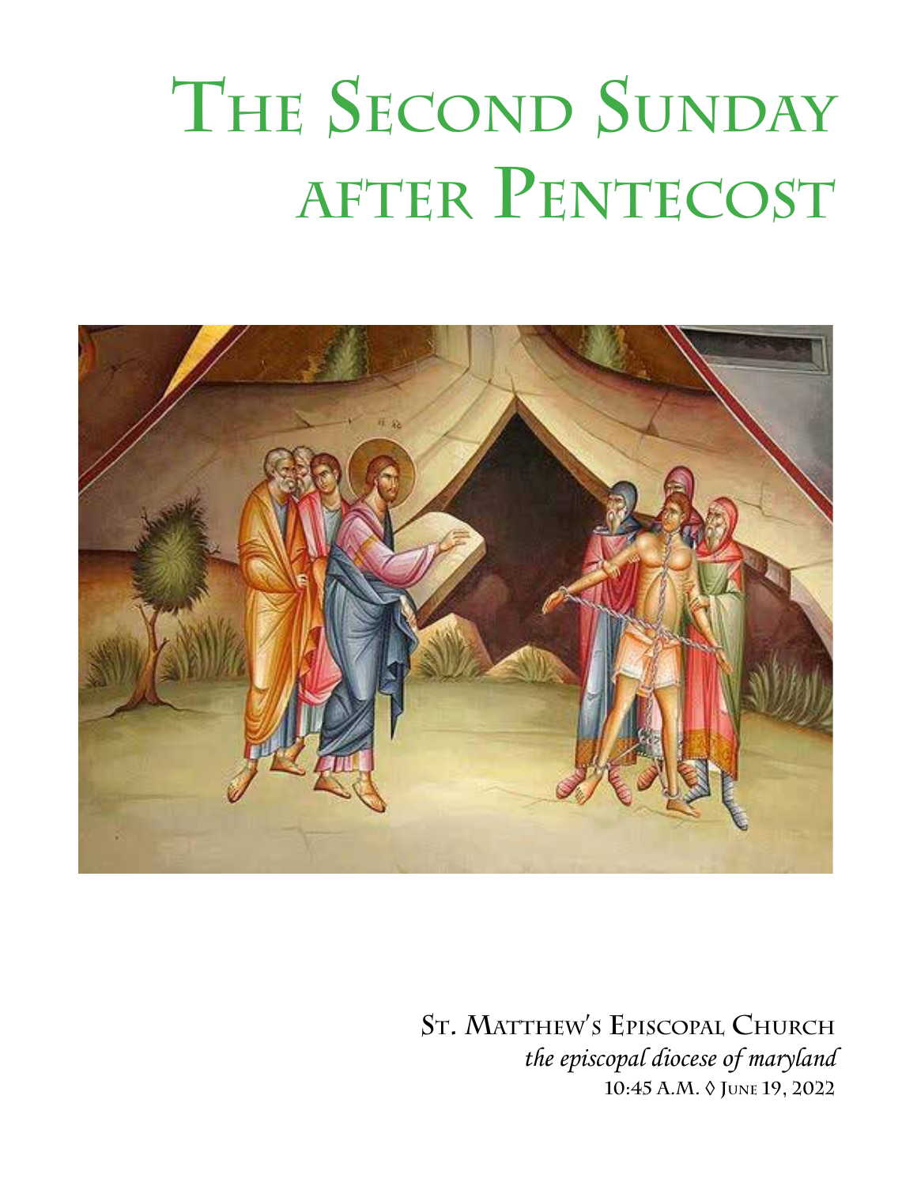# The Second Sunday after Pentecost

**St. Matthew's Episcopal Church**

*the episcopal diocese of maryland*

10:45 A.M. ◊ June 19, 2022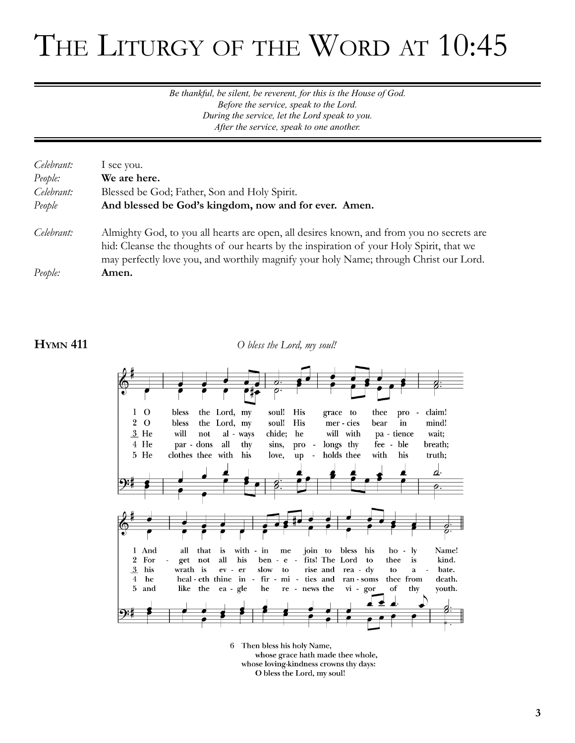# The Liturgy of the Word at 10:45

*Be thankful, be silent, be reverent, for this is the House of God.*
*Before the service, speak to the Lord.*
*During the service, let the Lord speak to you.*
*After the service, speak to one another.*

*Celebrant:* I see you.
*People:* **We are here.**
*Celebrant:* Blessed be God; Father, Son and Holy Spirit.
*People* **And blessed be God's kingdom, now and for ever. Amen.**

*Celebrant:* Almighty God, to you all hearts are open, all desires known, and from you no secrets are hid: Cleanse the thoughts of our hearts by the inspiration of your Holy Spirit, that we may perfectly love you, and worthily magnify your holy Name; through Christ our Lord.
*People:* **Amen.**

**Hymn 411** *O bless the Lord, my soul!*

1 O bless the Lord, my soul! His grace to thee proclaim! And all that is within me join to bless his holy Name!

2 O bless the Lord, my soul! His mercies bear in mind! Forget not all his benefits! The Lord to thee is kind.

3 He will not always chide; he will with patience wait; his wrath is ever slow to rise and ready to abate.

4 He pardons all thy sins, prolongs thy feeble breath; he healeth thine infirmities and ransoms thee from death.

5 He clothes thee with his love, upholds thee with his truth; and like the eagle he renews the vigor of thy youth.

6 Then bless his holy Name,
whose grace hath made thee whole,
whose loving-kindness crowns thy days:
O bless the Lord, my soul!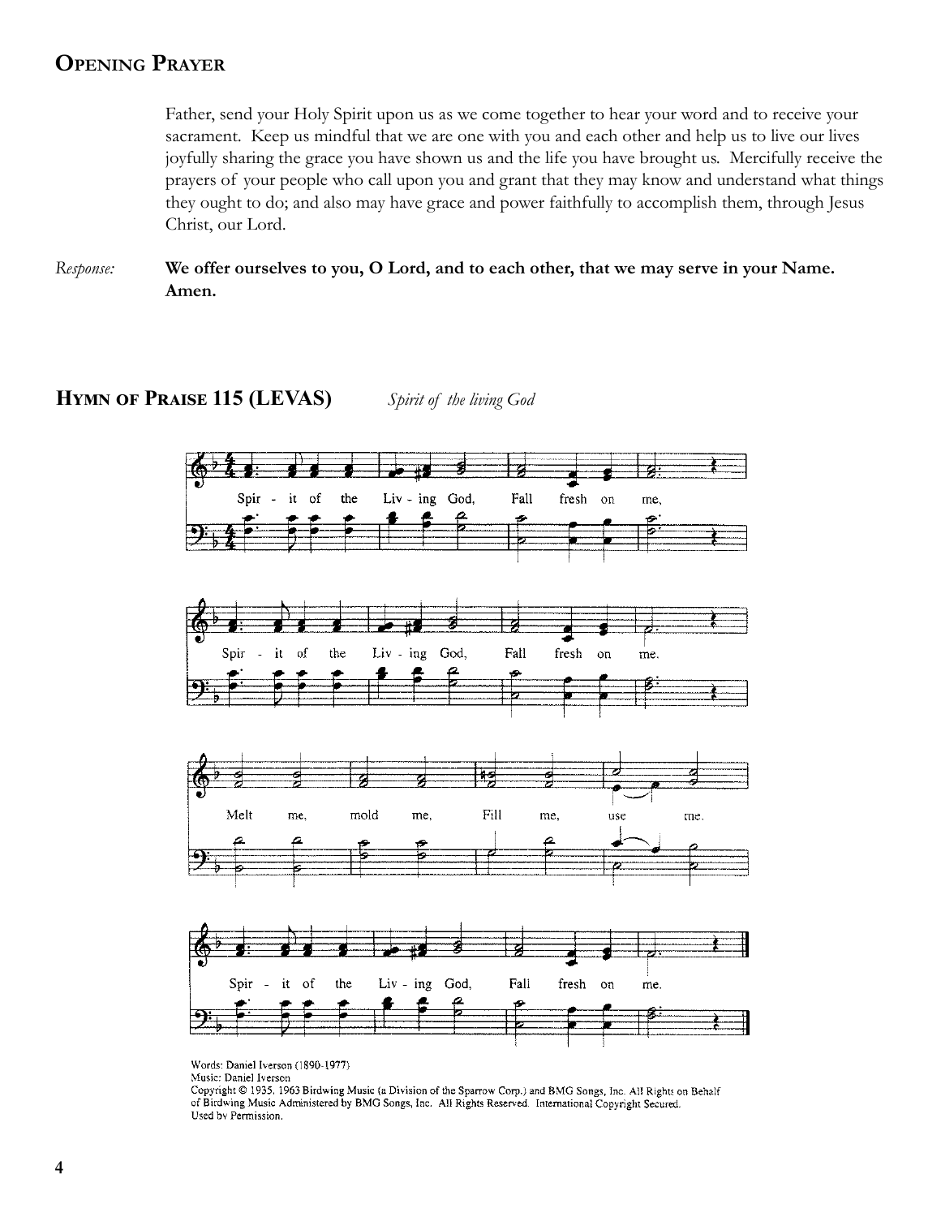## Opening Prayer

Father, send your Holy Spirit upon us as we come together to hear your word and to receive your sacrament. Keep us mindful that we are one with you and each other and help us to live our lives joyfully sharing the grace you have shown us and the life you have brought us. Mercifully receive the prayers of your people who call upon you and grant that they may know and understand what things they ought to do; and also may have grace and power faithfully to accomplish them, through Jesus Christ, our Lord.

*Response:* **We offer ourselves to you, O Lord, and to each other, that we may serve in your Name. Amen.**

## Hymn of Praise 115 (LEVAS) *Spirit of the living God*

Spir - it of the Liv - ing God, Fall fresh on me,

Spir - it of the Liv - ing God, Fall fresh on me.

Melt me, mold me, Fill me, use me.

Spir - it of the Liv - ing God, Fall fresh on me.

Words: Daniel Iverson (1890-1977)
Music: Daniel Iverson
Copyright © 1935, 1963 Birdwing Music (a Division of the Sparrow Corp.) and BMG Songs, Inc. All Rights on Behalf of Birdwing Music Administered by BMG Songs, Inc. All Rights Reserved. International Copyright Secured.
Used by Permission.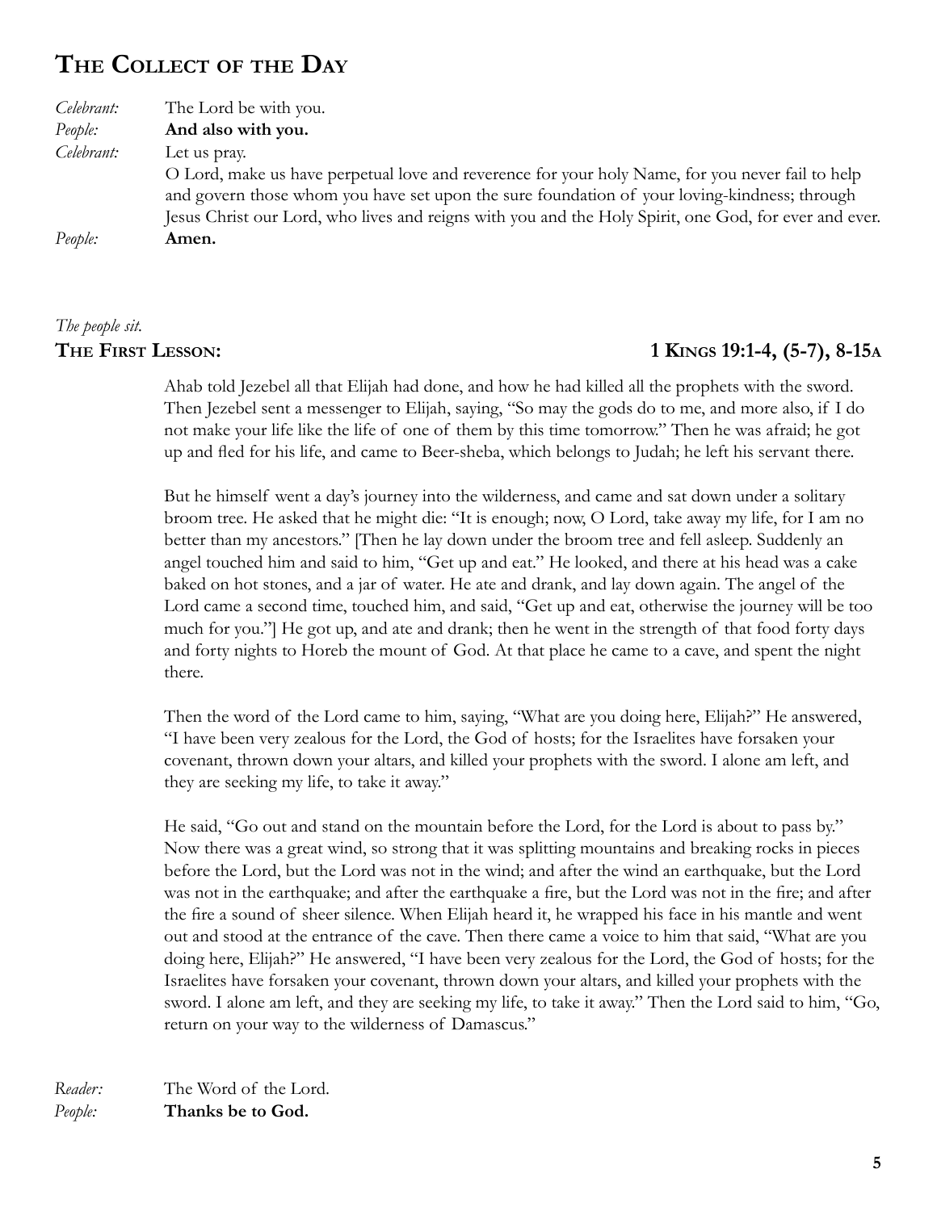## The Collect of the Day

*Celebrant:* The Lord be with you.
*People:* **And also with you.**
*Celebrant:* Let us pray.
O Lord, make us have perpetual love and reverence for your holy Name, for you never fail to help and govern those whom you have set upon the sure foundation of your loving-kindness; through Jesus Christ our Lord, who lives and reigns with you and the Holy Spirit, one God, for ever and ever.
*People:* **Amen.**

*The people sit.*

## The First Lesson: 1 Kings 19:1-4, (5-7), 8-15a

Ahab told Jezebel all that Elijah had done, and how he had killed all the prophets with the sword. Then Jezebel sent a messenger to Elijah, saying, "So may the gods do to me, and more also, if I do not make your life like the life of one of them by this time tomorrow." Then he was afraid; he got up and fled for his life, and came to Beer-sheba, which belongs to Judah; he left his servant there.

But he himself went a day's journey into the wilderness, and came and sat down under a solitary broom tree. He asked that he might die: "It is enough; now, O Lord, take away my life, for I am no better than my ancestors." [Then he lay down under the broom tree and fell asleep. Suddenly an angel touched him and said to him, "Get up and eat." He looked, and there at his head was a cake baked on hot stones, and a jar of water. He ate and drank, and lay down again. The angel of the Lord came a second time, touched him, and said, "Get up and eat, otherwise the journey will be too much for you."] He got up, and ate and drank; then he went in the strength of that food forty days and forty nights to Horeb the mount of God. At that place he came to a cave, and spent the night there.

Then the word of the Lord came to him, saying, "What are you doing here, Elijah?" He answered, "I have been very zealous for the Lord, the God of hosts; for the Israelites have forsaken your covenant, thrown down your altars, and killed your prophets with the sword. I alone am left, and they are seeking my life, to take it away."

He said, "Go out and stand on the mountain before the Lord, for the Lord is about to pass by." Now there was a great wind, so strong that it was splitting mountains and breaking rocks in pieces before the Lord, but the Lord was not in the wind; and after the wind an earthquake, but the Lord was not in the earthquake; and after the earthquake a fire, but the Lord was not in the fire; and after the fire a sound of sheer silence. When Elijah heard it, he wrapped his face in his mantle and went out and stood at the entrance of the cave. Then there came a voice to him that said, "What are you doing here, Elijah?" He answered, "I have been very zealous for the Lord, the God of hosts; for the Israelites have forsaken your covenant, thrown down your altars, and killed your prophets with the sword. I alone am left, and they are seeking my life, to take it away." Then the Lord said to him, "Go, return on your way to the wilderness of Damascus."

*Reader:* The Word of the Lord.
*People:* **Thanks be to God.**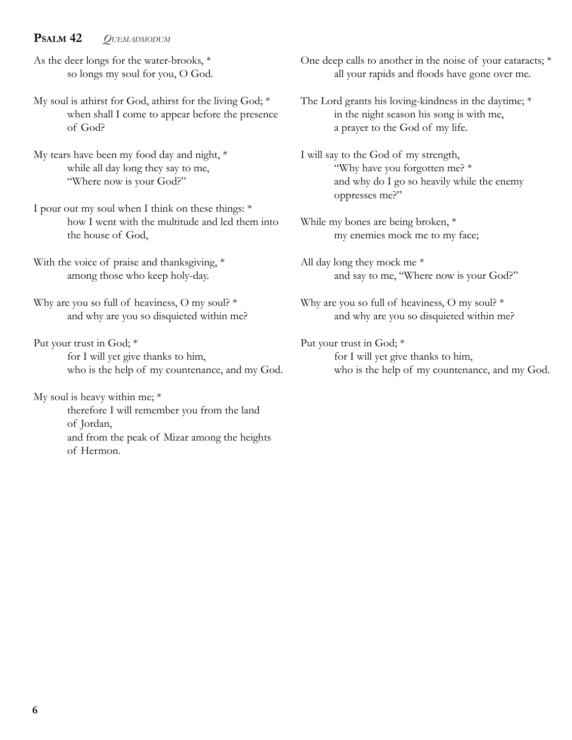## **Psalm 42** *Quemadmodum*

As the deer longs for the water-brooks, *
so longs my soul for you, O God.

My soul is athirst for God, athirst for the living God; *
when shall I come to appear before the presence of God?

My tears have been my food day and night, *
while all day long they say to me,
"Where now is your God?"

I pour out my soul when I think on these things: *
how I went with the multitude and led them into the house of God,

With the voice of praise and thanksgiving, *
among those who keep holy-day.

Why are you so full of heaviness, O my soul? *
and why are you so disquieted within me?

Put your trust in God; *
for I will yet give thanks to him,
who is the help of my countenance, and my God.

My soul is heavy within me; *
therefore I will remember you from the land of Jordan,
and from the peak of Mizar among the heights of Hermon.

One deep calls to another in the noise of your cataracts; *
all your rapids and floods have gone over me.

The Lord grants his loving-kindness in the daytime; *
in the night season his song is with me,
a prayer to the God of my life.

I will say to the God of my strength,
"Why have you forgotten me? *
and why do I go so heavily while the enemy oppresses me?"

While my bones are being broken, *
my enemies mock me to my face;

All day long they mock me *
and say to me, "Where now is your God?"

Why are you so full of heaviness, O my soul? *
and why are you so disquieted within me?

Put your trust in God; *
for I will yet give thanks to him,
who is the help of my countenance, and my God.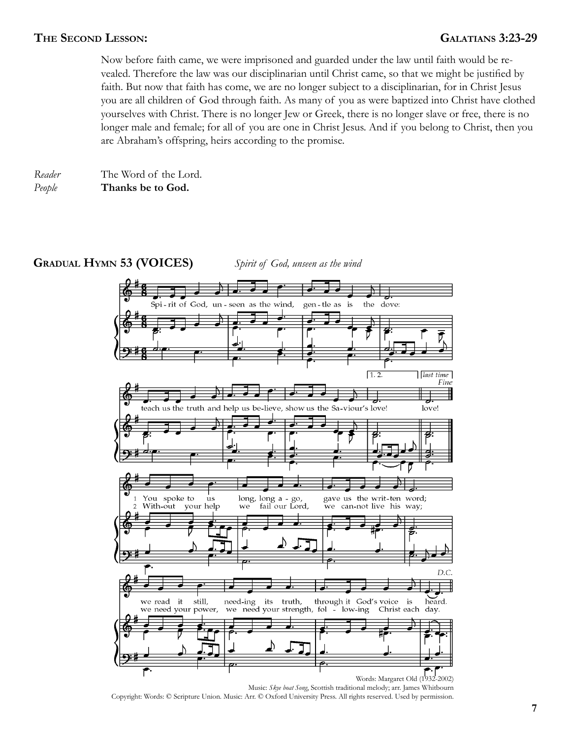**The Second Lesson:** **Galatians 3:23-29**

Now before faith came, we were imprisoned and guarded under the law until faith would be revealed. Therefore the law was our disciplinarian until Christ came, so that we might be justified by faith. But now that faith has come, we are no longer subject to a disciplinarian, for in Christ Jesus you are all children of God through faith. As many of you as were baptized into Christ have clothed yourselves with Christ. There is no longer Jew or Greek, there is no longer slave or free, there is no longer male and female; for all of you are one in Christ Jesus. And if you belong to Christ, then you are Abraham's offspring, heirs according to the promise.

*Reader* The Word of the Lord.
*People* **Thanks be to God.**

**Gradual Hymn 53 (VOICES)** *Spirit of God, unseen as the wind*

Spirit of God, unseen as the wind, gentle as is the dove:
teach us the truth and help us believe, show us the Saviour's love!

1 You spoke to us long, long ago, gave us the written word;
we read it still, needing its truth, through it God's voice is heard.

2 Without your help we fail our Lord, we cannot live his way;
we need your power, we need your strength, following Christ each day.

Words: Margaret Old (1932-2002)
Music: *Skye boat Song*, Scottish traditional melody; arr. James Whitbourn
Copyright: Words: © Scripture Union. Music: Arr. © Oxford University Press. All rights reserved. Used by permission.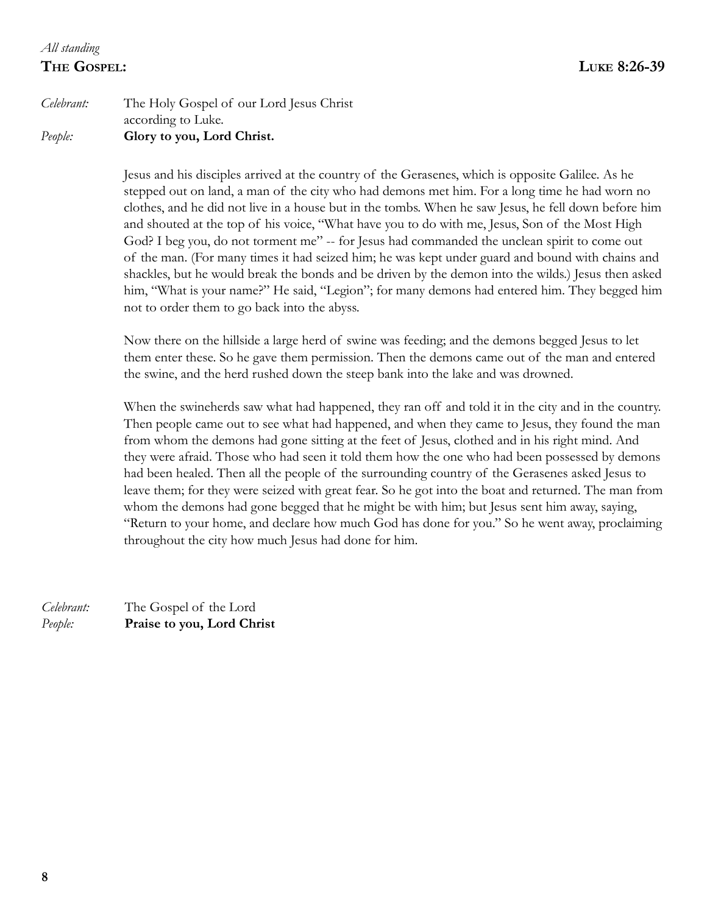*All standing*

## THE GOSPEL: LUKE 8:26-39

*Celebrant:* The Holy Gospel of our Lord Jesus Christ according to Luke.
*People:* **Glory to you, Lord Christ.**

Jesus and his disciples arrived at the country of the Gerasenes, which is opposite Galilee. As he stepped out on land, a man of the city who had demons met him. For a long time he had worn no clothes, and he did not live in a house but in the tombs. When he saw Jesus, he fell down before him and shouted at the top of his voice, "What have you to do with me, Jesus, Son of the Most High God? I beg you, do not torment me" -- for Jesus had commanded the unclean spirit to come out of the man. (For many times it had seized him; he was kept under guard and bound with chains and shackles, but he would break the bonds and be driven by the demon into the wilds.) Jesus then asked him, "What is your name?" He said, "Legion"; for many demons had entered him. They begged him not to order them to go back into the abyss.

Now there on the hillside a large herd of swine was feeding; and the demons begged Jesus to let them enter these. So he gave them permission. Then the demons came out of the man and entered the swine, and the herd rushed down the steep bank into the lake and was drowned.

When the swineherds saw what had happened, they ran off and told it in the city and in the country. Then people came out to see what had happened, and when they came to Jesus, they found the man from whom the demons had gone sitting at the feet of Jesus, clothed and in his right mind. And they were afraid. Those who had seen it told them how the one who had been possessed by demons had been healed. Then all the people of the surrounding country of the Gerasenes asked Jesus to leave them; for they were seized with great fear. So he got into the boat and returned. The man from whom the demons had gone begged that he might be with him; but Jesus sent him away, saying, "Return to your home, and declare how much God has done for you." So he went away, proclaiming throughout the city how much Jesus had done for him.

*Celebrant:* The Gospel of the Lord
*People:* **Praise to you, Lord Christ**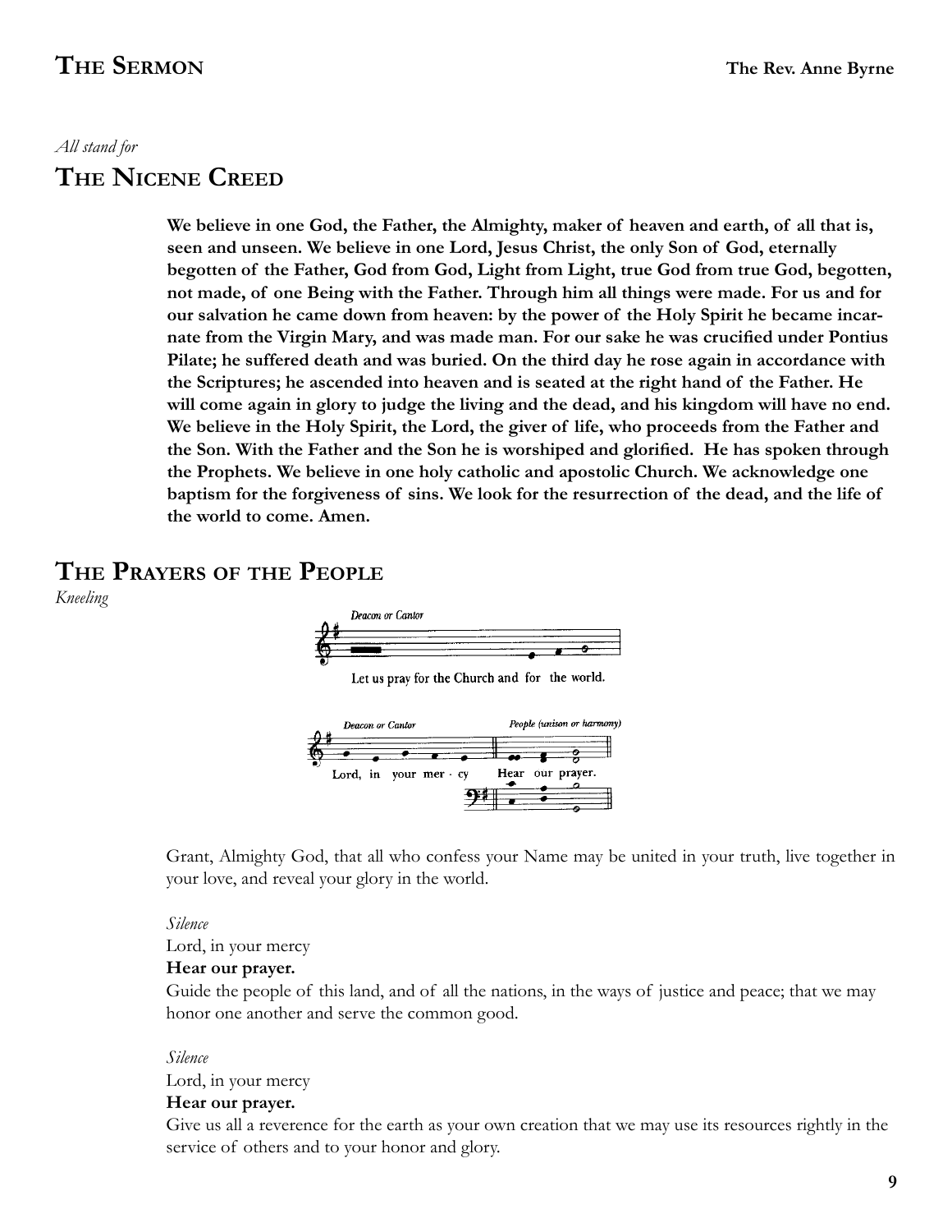## The Sermon

**The Rev. Anne Byrne**

*All stand for*

## The Nicene Creed

**We believe in one God, the Father, the Almighty, maker of heaven and earth, of all that is, seen and unseen. We believe in one Lord, Jesus Christ, the only Son of God, eternally begotten of the Father, God from God, Light from Light, true God from true God, begotten, not made, of one Being with the Father. Through him all things were made. For us and for our salvation he came down from heaven: by the power of the Holy Spirit he became incarnate from the Virgin Mary, and was made man. For our sake he was crucified under Pontius Pilate; he suffered death and was buried. On the third day he rose again in accordance with the Scriptures; he ascended into heaven and is seated at the right hand of the Father. He will come again in glory to judge the living and the dead, and his kingdom will have no end. We believe in the Holy Spirit, the Lord, the giver of life, who proceeds from the Father and the Son. With the Father and the Son he is worshiped and glorified. He has spoken through the Prophets. We believe in one holy catholic and apostolic Church. We acknowledge one baptism for the forgiveness of sins. We look for the resurrection of the dead, and the life of the world to come. Amen.**

## The Prayers of the People

*Kneeling*

*Deacon or Cantor*

Let us pray for the Church and for the world.

*Deacon or Cantor*

Lord, in your mer · cy

*People (unison or harmony)*

Hear our prayer.

Grant, Almighty God, that all who confess your Name may be united in your truth, live together in your love, and reveal your glory in the world.

*Silence*

Lord, in your mercy

**Hear our prayer.**

Guide the people of this land, and of all the nations, in the ways of justice and peace; that we may honor one another and serve the common good.

*Silence*

Lord, in your mercy

**Hear our prayer.**

Give us all a reverence for the earth as your own creation that we may use its resources rightly in the service of others and to your honor and glory.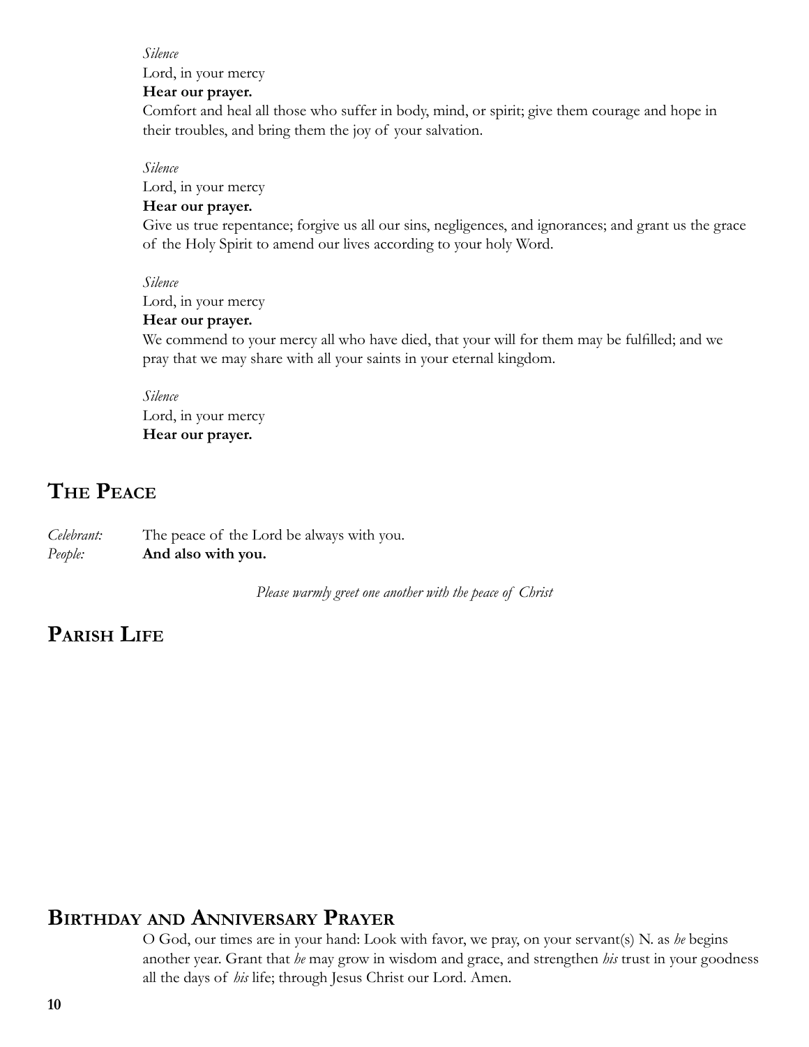*Silence*

Lord, in your mercy

**Hear our prayer.**

Comfort and heal all those who suffer in body, mind, or spirit; give them courage and hope in their troubles, and bring them the joy of your salvation.

*Silence*

Lord, in your mercy

**Hear our prayer.**

Give us true repentance; forgive us all our sins, negligences, and ignorances; and grant us the grace of the Holy Spirit to amend our lives according to your holy Word.

*Silence*

Lord, in your mercy

**Hear our prayer.**

We commend to your mercy all who have died, that your will for them may be fulfilled; and we pray that we may share with all your saints in your eternal kingdom.

*Silence*

Lord, in your mercy

**Hear our prayer.**

## The Peace

*Celebrant:* The peace of the Lord be always with you.

*People:* **And also with you.**

*Please warmly greet one another with the peace of Christ*

## Parish Life

## Birthday and Anniversary Prayer

O God, our times are in your hand: Look with favor, we pray, on your servant(s) N. as *he* begins another year. Grant that *he* may grow in wisdom and grace, and strengthen *his* trust in your goodness all the days of *his* life; through Jesus Christ our Lord. Amen.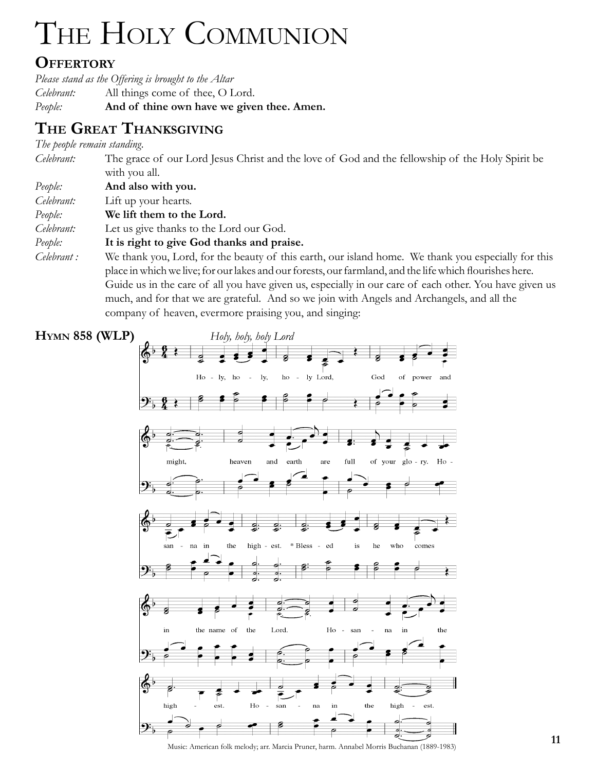# The Holy Communion

## Offertory

*Please stand as the Offering is brought to the Altar*

*Celebrant:* All things come of thee, O Lord.
*People:* **And of thine own have we given thee. Amen.**

## The Great Thanksgiving

*The people remain standing.*

*Celebrant:* The grace of our Lord Jesus Christ and the love of God and the fellowship of the Holy Spirit be with you all.
*People:* **And also with you.**
*Celebrant:* Lift up your hearts.
*People:* **We lift them to the Lord.**
*Celebrant:* Let us give thanks to the Lord our God.
*People:* **It is right to give God thanks and praise.**
*Celebrant :* We thank you, Lord, for the beauty of this earth, our island home. We thank you especially for this place in which we live; for our lakes and our forests, our farmland, and the life which flourishes here. Guide us in the care of all you have given us, especially in our care of each other. You have given us much, and for that we are grateful. And so we join with Angels and Archangels, and all the company of heaven, evermore praising you, and singing:

**Hymn 858 (WLP)** *Holy, holy, holy Lord*

Holy, holy, holy Lord, God of power and might, heaven and earth are full of your glory. Hosanna in the highest. * Blessed is he who comes in the name of the Lord. Hosanna in the highest. Hosanna in the highest.

Music: American folk melody; arr. Marcia Pruner, harm. Annabel Morris Buchanan (1889-1983)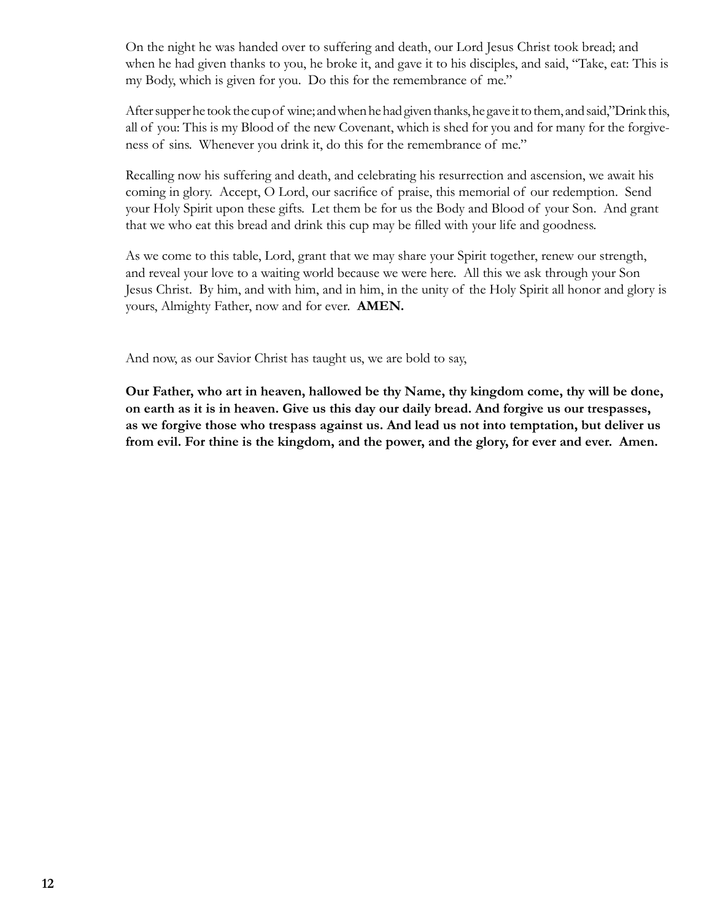On the night he was handed over to suffering and death, our Lord Jesus Christ took bread; and when he had given thanks to you, he broke it, and gave it to his disciples, and said, "Take, eat: This is my Body, which is given for you. Do this for the remembrance of me."

After supper he took the cup of wine; and when he had given thanks, he gave it to them, and said,"Drink this, all of you: This is my Blood of the new Covenant, which is shed for you and for many for the forgiveness of sins. Whenever you drink it, do this for the remembrance of me."

Recalling now his suffering and death, and celebrating his resurrection and ascension, we await his coming in glory. Accept, O Lord, our sacrifice of praise, this memorial of our redemption. Send your Holy Spirit upon these gifts. Let them be for us the Body and Blood of your Son. And grant that we who eat this bread and drink this cup may be filled with your life and goodness.

As we come to this table, Lord, grant that we may share your Spirit together, renew our strength, and reveal your love to a waiting world because we were here. All this we ask through your Son Jesus Christ. By him, and with him, and in him, in the unity of the Holy Spirit all honor and glory is yours, Almighty Father, now and for ever. **AMEN.**

And now, as our Savior Christ has taught us, we are bold to say,

**Our Father, who art in heaven, hallowed be thy Name, thy kingdom come, thy will be done, on earth as it is in heaven. Give us this day our daily bread. And forgive us our trespasses, as we forgive those who trespass against us. And lead us not into temptation, but deliver us from evil. For thine is the kingdom, and the power, and the glory, for ever and ever. Amen.**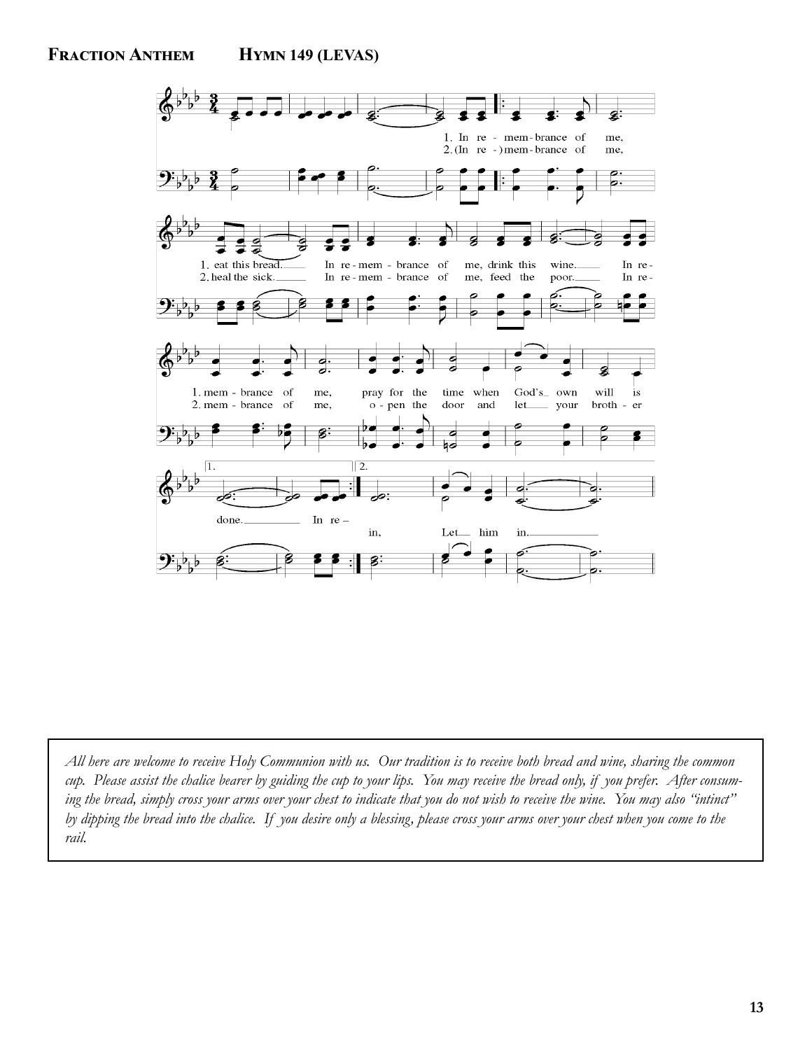**Fraction Anthem** **Hymn 149 (Levas)**

*All here are welcome to receive Holy Communion with us. Our tradition is to receive both bread and wine, sharing the common cup. Please assist the chalice bearer by guiding the cup to your lips. You may receive the bread only, if you prefer. After consuming the bread, simply cross your arms over your chest to indicate that you do not wish to receive the wine. You may also "intinct" by dipping the bread into the chalice. If you desire only a blessing, please cross your arms over your chest when you come to the rail.*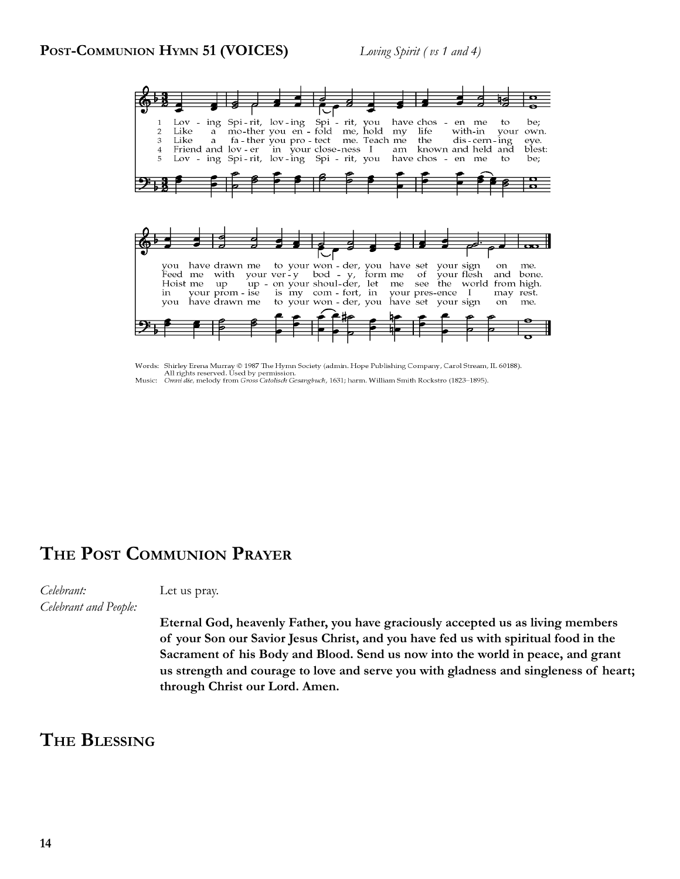**Post-Communion Hymn 51 (VOICES)** *Loving Spirit ( vs 1 and 4)*

1 Lov - ing Spi - rit, lov - ing Spi - rit, you have chos - en me to be; you have drawn me to your won - der, you have set your sign on me.
2 Like a mo-ther you en - fold me, hold my life with-in your own. Feed me with your ver - y bod - y, form me of your flesh and bone.
3 Like a fa - ther you pro - tect me. Teach me the dis - cern - ing eye. Hoist me up up - on your shoul-der, let me see the world from high.
4 Friend and lov - er in your close-ness I am known and held and blest: in your prom - ise is my com - fort, in your pres-ence I may rest.
5 Lov - ing Spi - rit, lov - ing Spi - rit, you have chos - en me to be; you have drawn me to your won - der, you have set your sign on me.

Words: Shirley Erena Murray © 1987 The Hymn Society (admin. Hope Publishing Company, Carol Stream, IL 60188). All rights reserved. Used by permission.
Music: *Omni die*, melody from *Gross Catolisch Gesangbuch*, 1631; harm. William Smith Rockstro (1823–1895).

## The Post Communion Prayer

*Celebrant:* Let us pray.

*Celebrant and People:*

**Eternal God, heavenly Father, you have graciously accepted us as living members of your Son our Savior Jesus Christ, and you have fed us with spiritual food in the Sacrament of his Body and Blood. Send us now into the world in peace, and grant us strength and courage to love and serve you with gladness and singleness of heart; through Christ our Lord. Amen.**

## The Blessing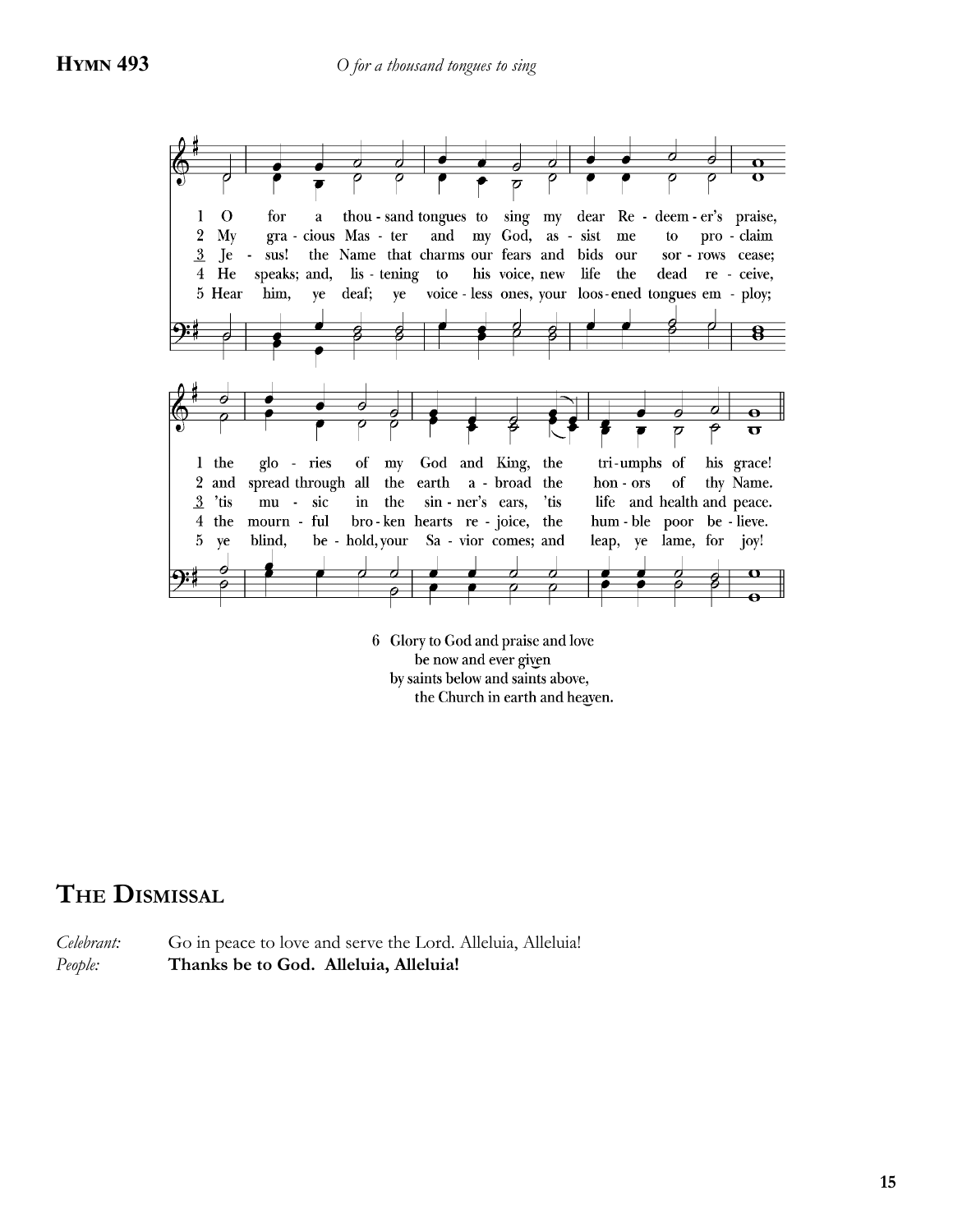## HYMN 493

*O for a thousand tongues to sing*

1 O for a thou-sand tongues to sing my dear Re-deem-er's praise, the glo-ries of my God and King, the tri-umphs of his grace!

2 My gra-cious Mas-ter and my God, as-sist me to pro-claim and spread through all the earth a-broad the hon-ors of thy Name.

3 Je-sus! the Name that charms our fears and bids our sor-rows cease; 'tis mu-sic in the sin-ner's ears, 'tis life and health and peace.

4 He speaks; and, lis-tening to his voice, new life the dead re-ceive, the mourn-ful bro-ken hearts re-joice, the hum-ble poor be-lieve.

5 Hear him, ye deaf; ye voice-less ones, your loos-ened tongues em-ploy; ye blind, be-hold, your Sa-vior comes; and leap, ye lame, for joy!

6 Glory to God and praise and love
be now and ever given
by saints below and saints above,
the Church in earth and heaven.

## THE DISMISSAL

*Celebrant:* Go in peace to love and serve the Lord. Alleluia, Alleluia!

*People:* **Thanks be to God. Alleluia, Alleluia!**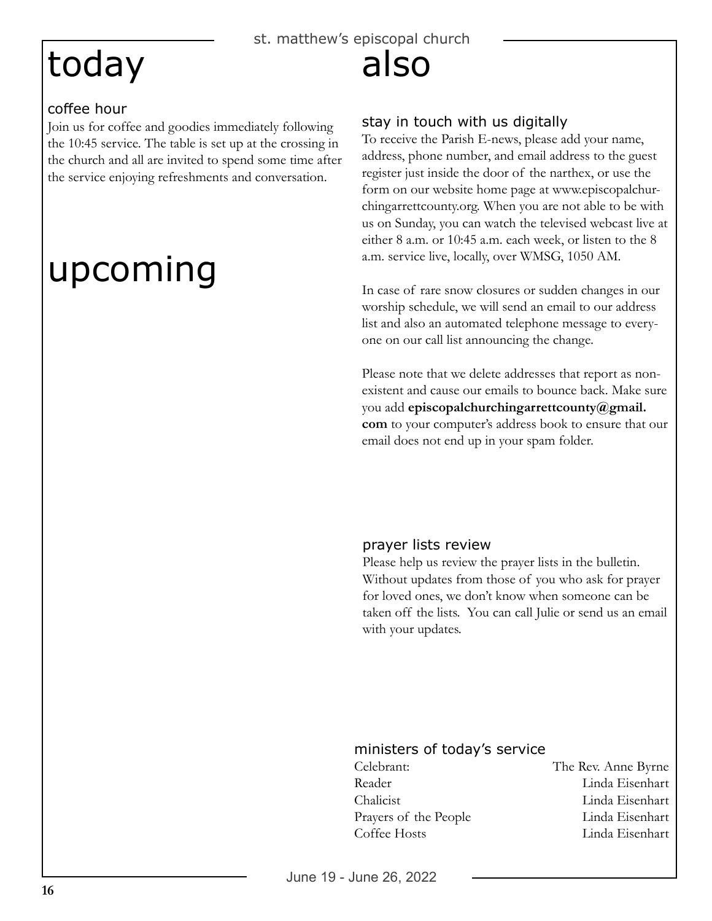# today

## coffee hour

Join us for coffee and goodies immediately following the 10:45 service. The table is set up at the crossing in the church and all are invited to spend some time after the service enjoying refreshments and conversation.

# upcoming

# also

## stay in touch with us digitally

To receive the Parish E-news, please add your name, address, phone number, and email address to the guest register just inside the door of the narthex, or use the form on our website home page at www.episcopalchurchingarrettcounty.org. When you are not able to be with us on Sunday, you can watch the televised webcast live at either 8 a.m. or 10:45 a.m. each week, or listen to the 8 a.m. service live, locally, over WMSG, 1050 AM.

In case of rare snow closures or sudden changes in our worship schedule, we will send an email to our address list and also an automated telephone message to everyone on our call list announcing the change.

Please note that we delete addresses that report as nonexistent and cause our emails to bounce back. Make sure you add **episcopalchurchingarrettcounty@gmail.com** to your computer's address book to ensure that our email does not end up in your spam folder.

## prayer lists review

Please help us review the prayer lists in the bulletin. Without updates from those of you who ask for prayer for loved ones, we don't know when someone can be taken off the lists. You can call Julie or send us an email with your updates.

## ministers of today's service

| | |
|---|---|
| Celebrant: | The Rev. Anne Byrne |
| Reader | Linda Eisenhart |
| Chalicist | Linda Eisenhart |
| Prayers of the People | Linda Eisenhart |
| Coffee Hosts | Linda Eisenhart |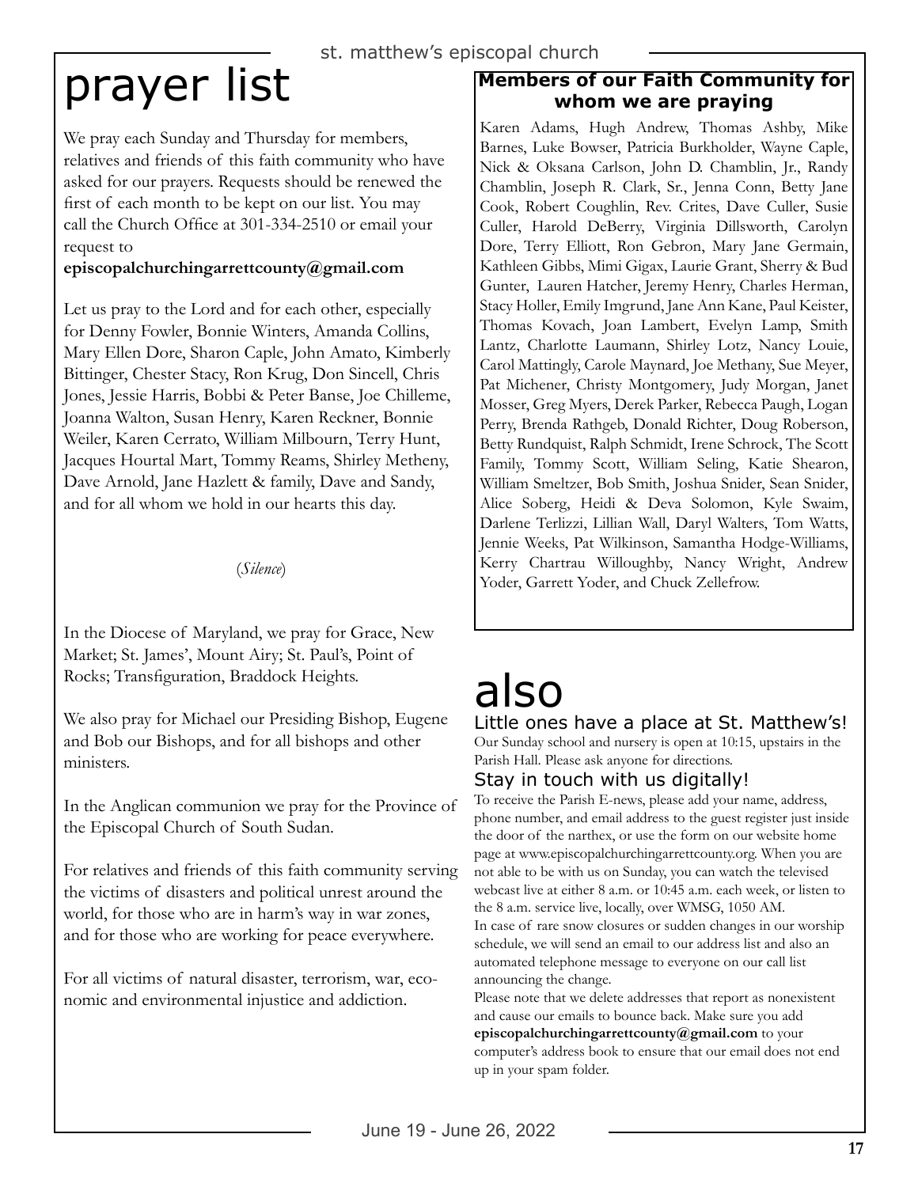# prayer list

We pray each Sunday and Thursday for members, relatives and friends of this faith community who have asked for our prayers. Requests should be renewed the first of each month to be kept on our list. You may call the Church Office at 301-334-2510 or email your request to
**episcopalchurchingarrettcounty@gmail.com**

Let us pray to the Lord and for each other, especially for Denny Fowler, Bonnie Winters, Amanda Collins, Mary Ellen Dore, Sharon Caple, John Amato, Kimberly Bittinger, Chester Stacy, Ron Krug, Don Sincell, Chris Jones, Jessie Harris, Bobbi & Peter Banse, Joe Chilleme, Joanna Walton, Susan Henry, Karen Reckner, Bonnie Weiler, Karen Cerrato, William Milbourn, Terry Hunt, Jacques Hourtal Mart, Tommy Reams, Shirley Metheny, Dave Arnold, Jane Hazlett & family, Dave and Sandy, and for all whom we hold in our hearts this day.

(*Silence*)

In the Diocese of Maryland, we pray for Grace, New Market; St. James', Mount Airy; St. Paul's, Point of Rocks; Transfiguration, Braddock Heights.

We also pray for Michael our Presiding Bishop, Eugene and Bob our Bishops, and for all bishops and other ministers.

In the Anglican communion we pray for the Province of the Episcopal Church of South Sudan.

For relatives and friends of this faith community serving the victims of disasters and political unrest around the world, for those who are in harm's way in war zones, and for those who are working for peace everywhere.

For all victims of natural disaster, terrorism, war, economic and environmental injustice and addiction.

**Members of our Faith Community for whom we are praying**

Karen Adams, Hugh Andrew, Thomas Ashby, Mike Barnes, Luke Bowser, Patricia Burkholder, Wayne Caple, Nick & Oksana Carlson, John D. Chamblin, Jr., Randy Chamblin, Joseph R. Clark, Sr., Jenna Conn, Betty Jane Cook, Robert Coughlin, Rev. Crites, Dave Culler, Susie Culler, Harold DeBerry, Virginia Dillsworth, Carolyn Dore, Terry Elliott, Ron Gebron, Mary Jane Germain, Kathleen Gibbs, Mimi Gigax, Laurie Grant, Sherry & Bud Gunter, Lauren Hatcher, Jeremy Henry, Charles Herman, Stacy Holler, Emily Imgrund, Jane Ann Kane, Paul Keister, Thomas Kovach, Joan Lambert, Evelyn Lamp, Smith Lantz, Charlotte Laumann, Shirley Lotz, Nancy Louie, Carol Mattingly, Carole Maynard, Joe Methany, Sue Meyer, Pat Michener, Christy Montgomery, Judy Morgan, Janet Mosser, Greg Myers, Derek Parker, Rebecca Paugh, Logan Perry, Brenda Rathgeb, Donald Richter, Doug Roberson, Betty Rundquist, Ralph Schmidt, Irene Schrock, The Scott Family, Tommy Scott, William Seling, Katie Shearon, William Smeltzer, Bob Smith, Joshua Snider, Sean Snider, Alice Soberg, Heidi & Deva Solomon, Kyle Swaim, Darlene Terlizzi, Lillian Wall, Daryl Walters, Tom Watts, Jennie Weeks, Pat Wilkinson, Samantha Hodge-Williams, Kerry Chartrau Willoughby, Nancy Wright, Andrew Yoder, Garrett Yoder, and Chuck Zellefrow.

# also

## Little ones have a place at St. Matthew's!

Our Sunday school and nursery is open at 10:15, upstairs in the Parish Hall. Please ask anyone for directions.

## Stay in touch with us digitally!

To receive the Parish E-news, please add your name, address, phone number, and email address to the guest register just inside the door of the narthex, or use the form on our website home page at www.episcopalchurchingarrettcounty.org. When you are not able to be with us on Sunday, you can watch the televised webcast live at either 8 a.m. or 10:45 a.m. each week, or listen to the 8 a.m. service live, locally, over WMSG, 1050 AM.
In case of rare snow closures or sudden changes in our worship schedule, we will send an email to our address list and also an automated telephone message to everyone on our call list announcing the change.
Please note that we delete addresses that report as nonexistent and cause our emails to bounce back. Make sure you add **episcopalchurchingarrettcounty@gmail.com** to your computer's address book to ensure that our email does not end up in your spam folder.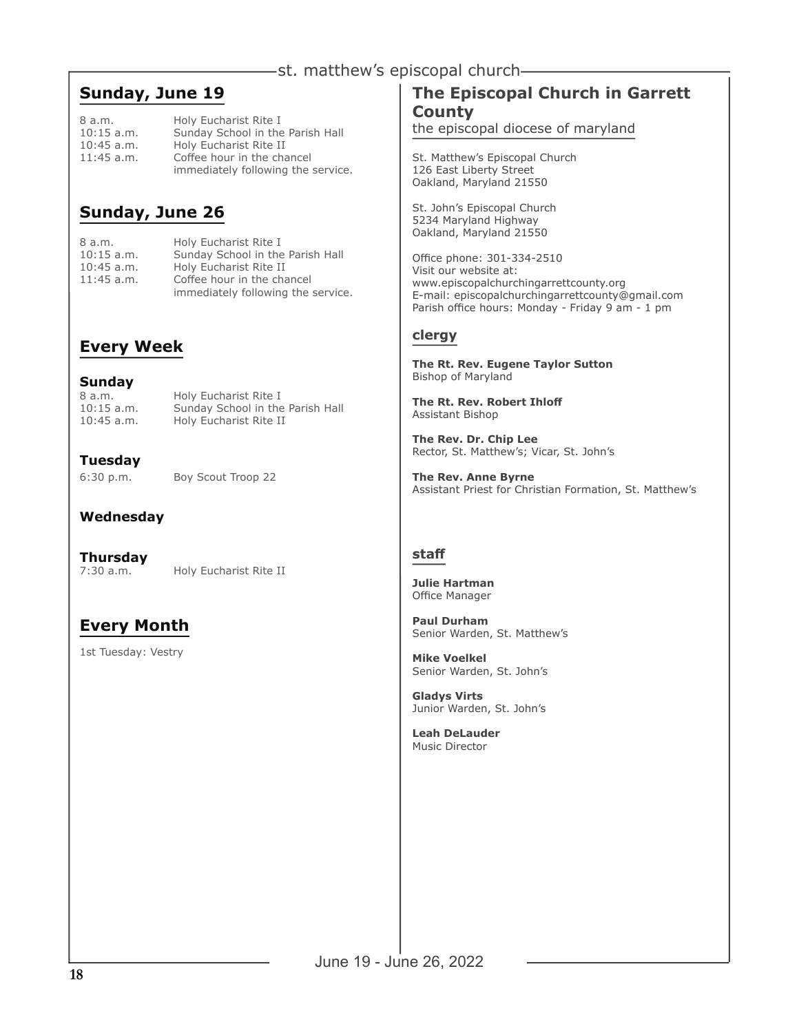## Sunday, June 19

| | |
|---|---|
| 8 a.m. | Holy Eucharist Rite I |
| 10:15 a.m. | Sunday School in the Parish Hall |
| 10:45 a.m. | Holy Eucharist Rite II |
| 11:45 a.m. | Coffee hour in the chancel immediately following the service. |

## Sunday, June 26

| | |
|---|---|
| 8 a.m. | Holy Eucharist Rite I |
| 10:15 a.m. | Sunday School in the Parish Hall |
| 10:45 a.m. | Holy Eucharist Rite II |
| 11:45 a.m. | Coffee hour in the chancel immediately following the service. |

## Every Week

### Sunday

| | |
|---|---|
| 8 a.m. | Holy Eucharist Rite I |
| 10:15 a.m. | Sunday School in the Parish Hall |
| 10:45 a.m. | Holy Eucharist Rite II |

### Tuesday

| | |
|---|---|
| 6:30 p.m. | Boy Scout Troop 22 |

### Wednesday

### Thursday

| | |
|---|---|
| 7:30 a.m. | Holy Eucharist Rite II |

## Every Month

1st Tuesday: Vestry

## The Episcopal Church in Garrett County

the episcopal diocese of maryland

St. Matthew's Episcopal Church
126 East Liberty Street
Oakland, Maryland 21550

St. John's Episcopal Church
5234 Maryland Highway
Oakland, Maryland 21550

Office phone: 301-334-2510
Visit our website at:
www.episcopalchurchingarrettcounty.org
E-mail: episcopalchurchingarrettcounty@gmail.com
Parish office hours: Monday - Friday 9 am - 1 pm

### clergy

**The Rt. Rev. Eugene Taylor Sutton**
Bishop of Maryland

**The Rt. Rev. Robert Ihloff**
Assistant Bishop

**The Rev. Dr. Chip Lee**
Rector, St. Matthew's; Vicar, St. John's

**The Rev. Anne Byrne**
Assistant Priest for Christian Formation, St. Matthew's

### staff

**Julie Hartman**
Office Manager

**Paul Durham**
Senior Warden, St. Matthew's

**Mike Voelkel**
Senior Warden, St. John's

**Gladys Virts**
Junior Warden, St. John's

**Leah DeLauder**
Music Director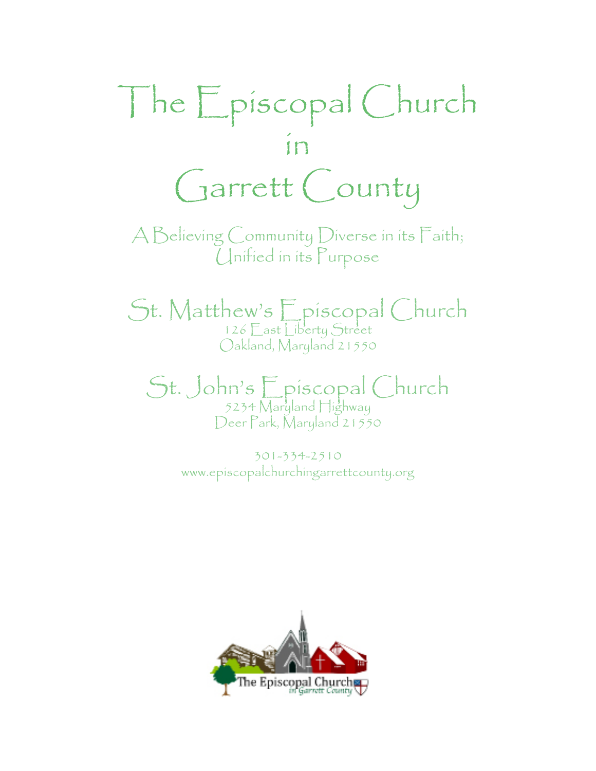# The Episcopal Church in Garrett County

A Believing Community Diverse in its Faith;
Unified in its Purpose

## St. Matthew's Episcopal Church

126 East Liberty Street
Oakland, Maryland 21550

## St. John's Episcopal Church

5234 Maryland Highway
Deer Park, Maryland 21550

301-334-2510
www.episcopalchurchingarrettcounty.org

The Episcopal Church in Garrett County